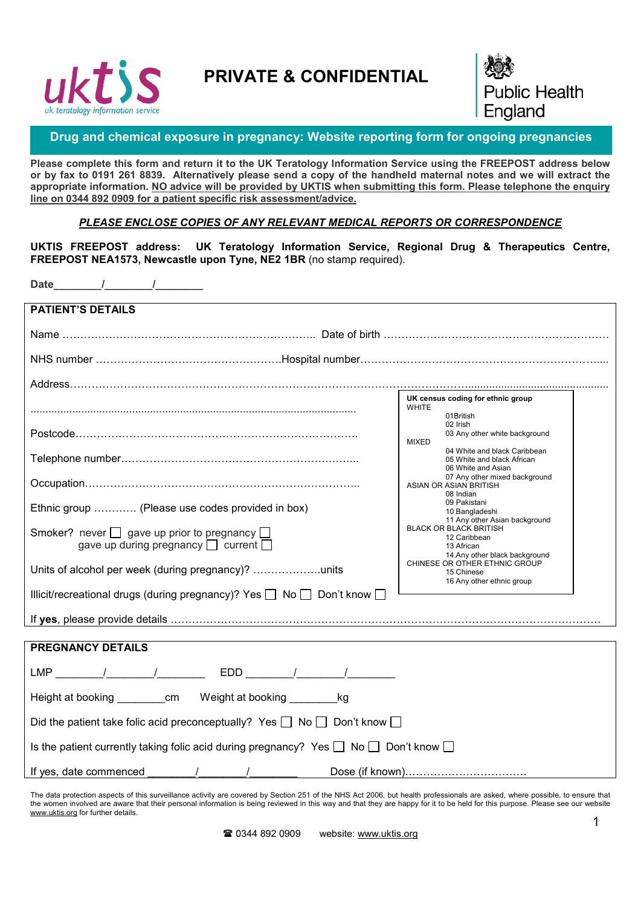# PRIVATE & CONFIDENTIAL

Public Health England

## Drug and chemical exposure in pregnancy: Website reporting form for ongoing pregnancies

**Please complete this form and return it to the UK Teratology Information Service using the FREEPOST address below or by fax to 0191 261 8839. Alternatively please send a copy of the handheld maternal notes and we will extract the appropriate information. NO advice will be provided by UKTIS when submitting this form. Please telephone the enquiry line on 0344 892 0909 for a patient specific risk assessment/advice.**

***PLEASE ENCLOSE COPIES OF ANY RELEVANT MEDICAL REPORTS OR CORRESPONDENCE***

**UKTIS FREEPOST address: UK Teratology Information Service, Regional Drug & Therapeutics Centre, FREEPOST NEA1573, Newcastle upon Tyne, NE2 1BR** (no stamp required).

**Date**\_\_\_\_\_\_\_\_/\_\_\_\_\_\_\_\_/\_\_\_\_\_\_\_\_

### PATIENT'S DETAILS

Name ………………………………………………………………. Date of birth ………………………………………………………

NHS number ……………………………………………Hospital number……………………………………………………….....

Address……………………………………………………………………………………………………………………………………

…………………………………………………………………………………………………

Postcode……………………………………………………………………

Telephone number…………………………………………………………..

Occupation…………………………………………………………………..

Ethnic group ………… (Please use codes provided in box)

Smoker? never ☐ gave up prior to pregnancy ☐
gave up during pregnancy ☐ current ☐

Units of alcohol per week (during pregnancy)? ……………….units

Illicit/recreational drugs (during pregnancy)? Yes ☐ No ☐ Don't know ☐

If **yes**, please provide details ……………………………………………………………………………………………………

**UK census coding for ethnic group**

WHITE
- 01 British
- 02 Irish
- 03 Any other white background

MIXED
- 04 White and black Caribbean
- 05 White and black African
- 06 White and Asian
- 07 Any other mixed background

ASIAN OR ASIAN BRITISH
- 08 Indian
- 09 Pakistani
- 10 Bangladeshi
- 11 Any other Asian background

BLACK OR BLACK BRITISH
- 12 Caribbean
- 13 African
- 14 Any other black background

CHINESE OR OTHER ETHNIC GROUP
- 15 Chinese
- 16 Any other ethnic group

### PREGNANCY DETAILS

LMP \_\_\_\_\_\_\_\_/\_\_\_\_\_\_\_\_/\_\_\_\_\_\_\_\_ EDD \_\_\_\_\_\_\_\_/\_\_\_\_\_\_\_\_/\_\_\_\_\_\_\_\_

Height at booking \_\_\_\_\_\_\_\_cm Weight at booking \_\_\_\_\_\_\_\_kg

Did the patient take folic acid preconceptually? Yes ☐ No ☐ Don't know ☐

Is the patient currently taking folic acid during pregnancy? Yes ☐ No ☐ Don't know ☐

If yes, date commenced \_\_\_\_\_\_\_\_/\_\_\_\_\_\_\_\_/\_\_\_\_\_\_\_\_ Dose (if known)……………………………

The data protection aspects of this surveillance activity are covered by Section 251 of the NHS Act 2006, but health professionals are asked, where possible, to ensure that the women involved are aware that their personal information is being reviewed in this way and that they are happy for it to be held for this purpose. Please see our website www.uktis.org for further details.

☎ 0344 892 0909 website: www.uktis.org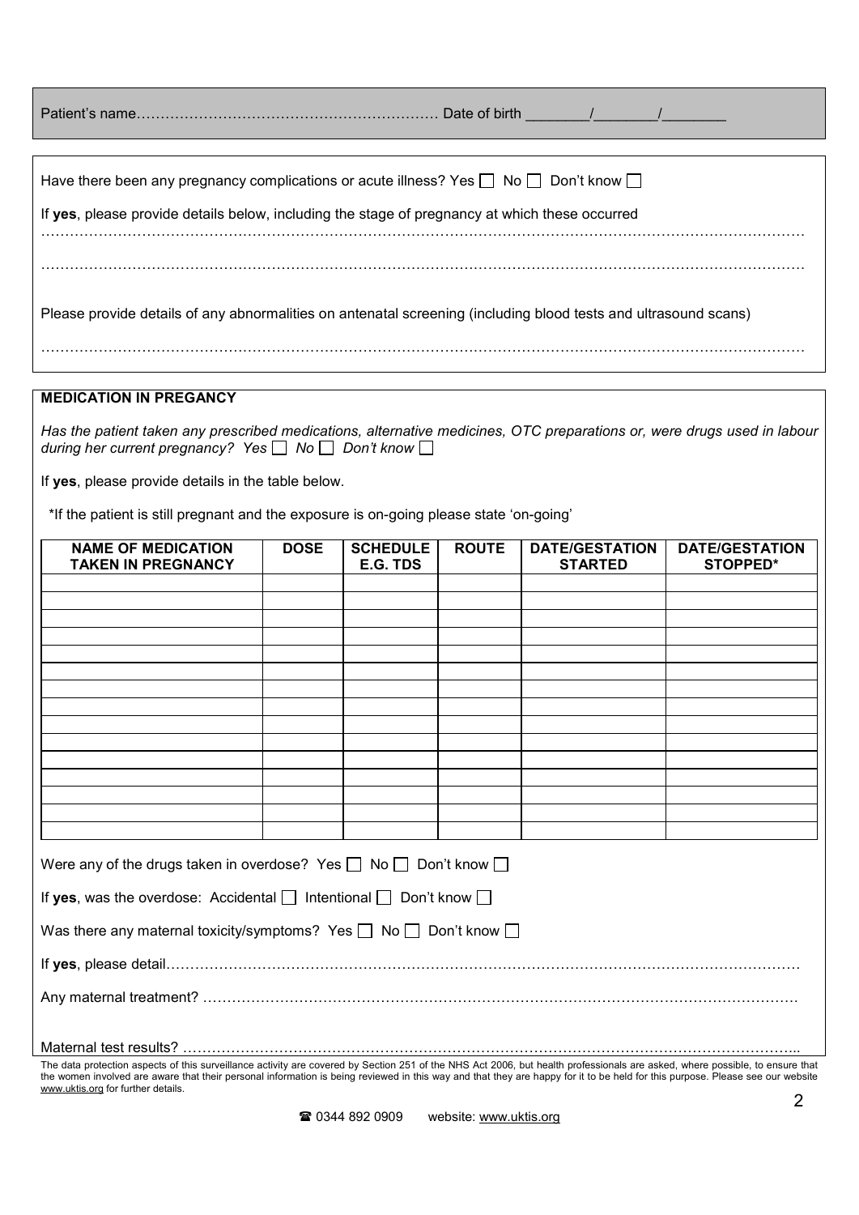Patient's name……………………………………………………… Date of birth ________/________/________

Have there been any pregnancy complications or acute illness? Yes ☐ No ☐ Don't know ☐

If **yes**, please provide details below, including the stage of pregnancy at which these occurred

……………………………………………………………………………………………………………………………………………

……………………………………………………………………………………………………………………………………………

Please provide details of any abnormalities on antenatal screening (including blood tests and ultrasound scans)

……………………………………………………………………………………………………………………………………………

**MEDICATION IN PREGANCY**

*Has the patient taken any prescribed medications, alternative medicines, OTC preparations or, were drugs used in labour during her current pregnancy? Yes ☐ No ☐ Don't know ☐*

If **yes**, please provide details in the table below.

*If the patient is still pregnant and the exposure is on-going please state 'on-going'

| NAME OF MEDICATION TAKEN IN PREGNANCY | DOSE | SCHEDULE E.G. TDS | ROUTE | DATE/GESTATION STARTED | DATE/GESTATION STOPPED* |
|---|---|---|---|---|---|
| | | | | | |
| | | | | | |
| | | | | | |
| | | | | | |
| | | | | | |
| | | | | | |
| | | | | | |
| | | | | | |
| | | | | | |
| | | | | | |
| | | | | | |
| | | | | | |
| | | | | | |
| | | | | | |
| | | | | | |

Were any of the drugs taken in overdose? Yes ☐ No ☐ Don't know ☐

If **yes**, was the overdose: Accidental ☐ Intentional ☐ Don't know ☐

Was there any maternal toxicity/symptoms? Yes ☐ No ☐ Don't know ☐

If **yes**, please detail…………………………………………………………………………………………………………………

Any maternal treatment? ………………………………………………………………………………………………………………

Maternal test results? …………………………………………………………………………………………………………………..

The data protection aspects of this surveillance activity are covered by Section 251 of the NHS Act 2006, but health professionals are asked, where possible, to ensure that the women involved are aware that their personal information is being reviewed in this way and that they are happy for it to be held for this purpose. Please see our website www.uktis.org for further details.

☎ 0344 892 0909 website: www.uktis.org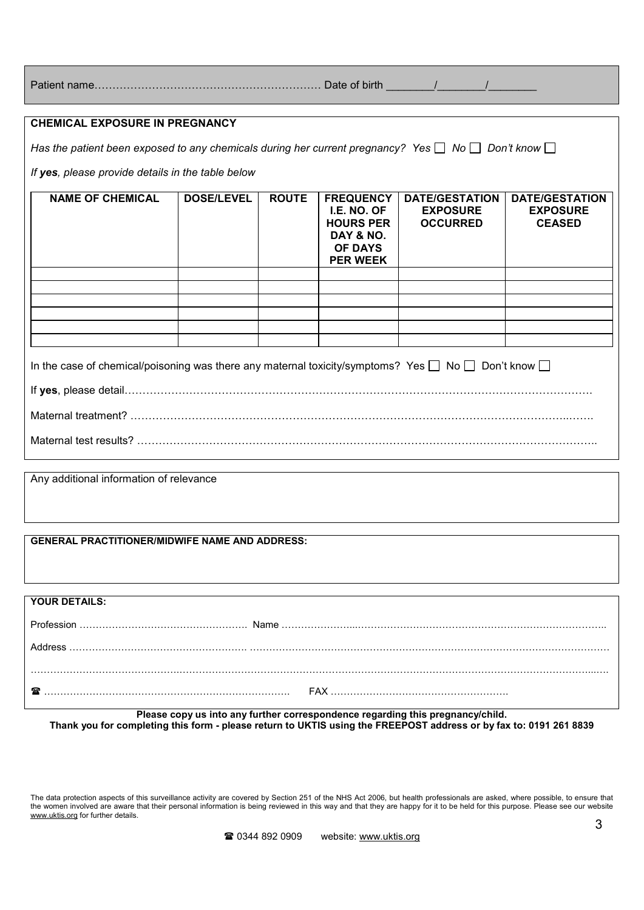Patient name……………………………………………………… Date of birth ________/________/________

**CHEMICAL EXPOSURE IN PREGNANCY**

*Has the patient been exposed to any chemicals during her current pregnancy? Yes ☐ No ☐ Don't know ☐*

*If **yes**, please provide details in the table below*

| NAME OF CHEMICAL | DOSE/LEVEL | ROUTE | FREQUENCY I.E. NO. OF HOURS PER DAY & NO. OF DAYS PER WEEK | DATE/GESTATION EXPOSURE OCCURRED | DATE/GESTATION EXPOSURE CEASED |
|---|---|---|---|---|---|
| | | | | | |
| | | | | | |
| | | | | | |
| | | | | | |
| | | | | | |
| | | | | | |

In the case of chemical/poisoning was there any maternal toxicity/symptoms? Yes ☐ No ☐ Don't know ☐

If **yes**, please detail………………………………………………………………………………………………………………

Maternal treatment? ……………………………………………………………………………………………………………..…….

Maternal test results? ……………………………………………………………………………………………………………..

Any additional information of relevance

**GENERAL PRACTITIONER/MIDWIFE NAME AND ADDRESS:**

**YOUR DETAILS:**

Profession …………………………………………… Name ……………………………………………………………………………………

Address ……………………………………………… ……………………………………………………………………………………………

……………………………………………………………………………………………………………………………………………………

☎ ……………………………………………………………… FAX ………………………………………………

**Please copy us into any further correspondence regarding this pregnancy/child.**
**Thank you for completing this form - please return to UKTIS using the FREEPOST address or by fax to: 0191 261 8839**

The data protection aspects of this surveillance activity are covered by Section 251 of the NHS Act 2006, but health professionals are asked, where possible, to ensure that the women involved are aware that their personal information is being reviewed in this way and that they are happy for it to be held for this purpose. Please see our website www.uktis.org for further details.

☎ 0344 892 0909 website: www.uktis.org